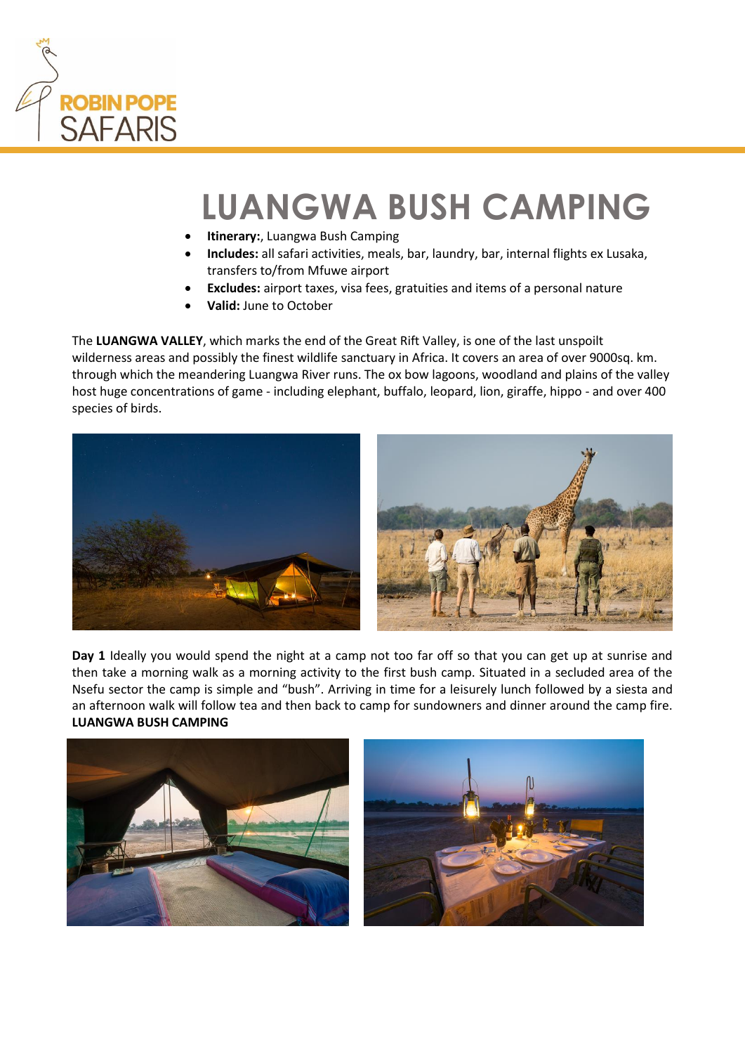ROBIN POPE SAFARIS

# LUANGWA BUSH CAMPING

- **Itinerary:**, Luangwa Bush Camping
- **Includes:** all safari activities, meals, bar, laundry, bar, internal flights ex Lusaka, transfers to/from Mfuwe airport
- **Excludes:** airport taxes, visa fees, gratuities and items of a personal nature
- **Valid:** June to October

The **LUANGWA VALLEY**, which marks the end of the Great Rift Valley, is one of the last unspoilt wilderness areas and possibly the finest wildlife sanctuary in Africa. It covers an area of over 9000sq. km. through which the meandering Luangwa River runs. The ox bow lagoons, woodland and plains of the valley host huge concentrations of game - including elephant, buffalo, leopard, lion, giraffe, hippo - and over 400 species of birds.

**Day 1** Ideally you would spend the night at a camp not too far off so that you can get up at sunrise and then take a morning walk as a morning activity to the first bush camp. Situated in a secluded area of the Nsefu sector the camp is simple and "bush". Arriving in time for a leisurely lunch followed by a siesta and an afternoon walk will follow tea and then back to camp for sundowners and dinner around the camp fire.
**LUANGWA BUSH CAMPING**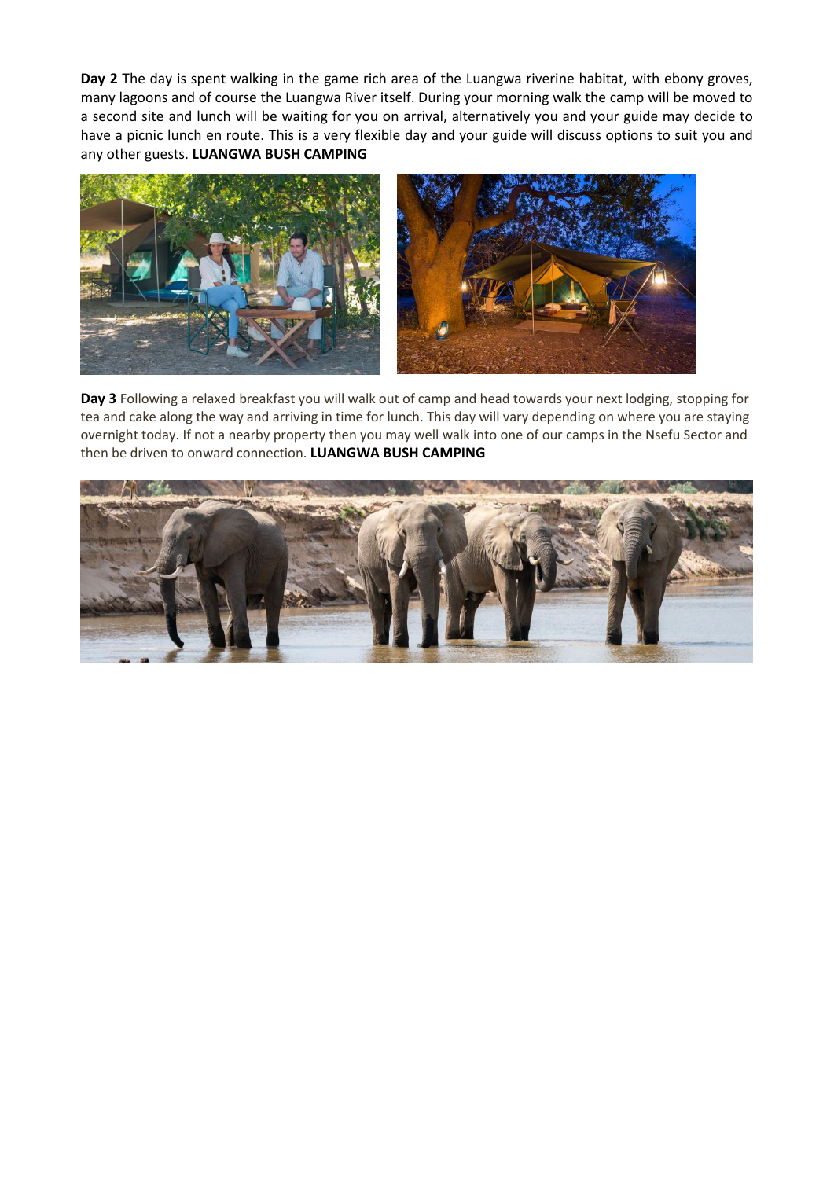**Day 2** The day is spent walking in the game rich area of the Luangwa riverine habitat, with ebony groves, many lagoons and of course the Luangwa River itself. During your morning walk the camp will be moved to a second site and lunch will be waiting for you on arrival, alternatively you and your guide may decide to have a picnic lunch en route. This is a very flexible day and your guide will discuss options to suit you and any other guests. **LUANGWA BUSH CAMPING**

**Day 3** Following a relaxed breakfast you will walk out of camp and head towards your next lodging, stopping for tea and cake along the way and arriving in time for lunch. This day will vary depending on where you are staying overnight today. If not a nearby property then you may well walk into one of our camps in the Nsefu Sector and then be driven to onward connection. **LUANGWA BUSH CAMPING**